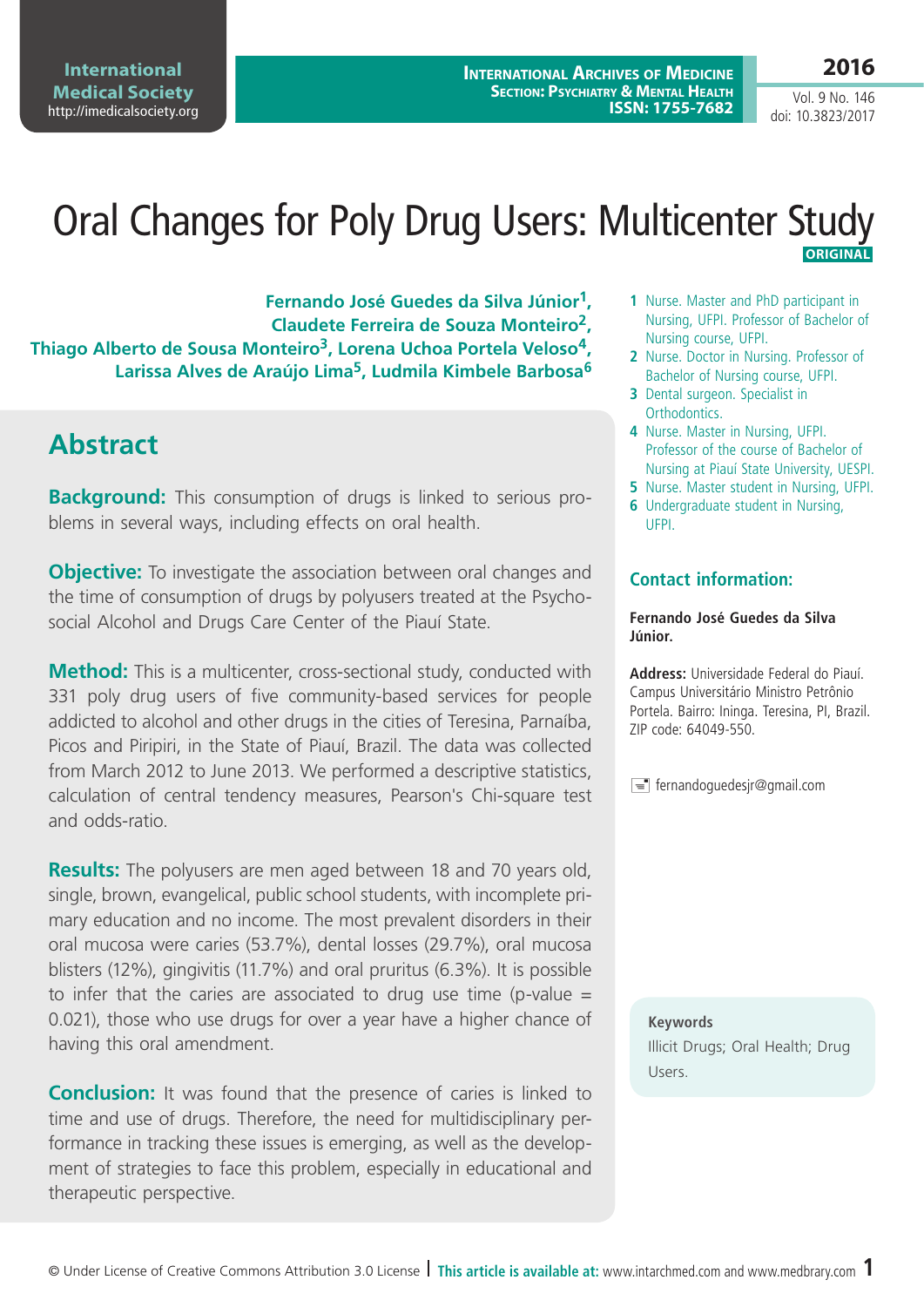# Oral Changes for Poly Drug Users: Multicenter Study

ORIGINAL

**Fernando José Guedes da Silva Júnior[1], Claudete Ferreira de Souza Monteiro[2], Thiago Alberto de Sousa Monteiro[3], Lorena Uchoa Portela Veloso[4], Larissa Alves de Araújo Lima[5], Ludmila Kimbele Barbosa[6]**

1 Nurse. Master and PhD participant in Nursing, UFPI. Professor of Bachelor of Nursing course, UFPI.
2 Nurse. Doctor in Nursing. Professor of Bachelor of Nursing course, UFPI.
3 Dental surgeon. Specialist in Orthodontics.
4 Nurse. Master in Nursing, UFPI. Professor of the course of Bachelor of Nursing at Piauí State University, UESPI.
5 Nurse. Master student in Nursing, UFPI.
6 Undergraduate student in Nursing, UFPI.

## Abstract

**Background:** This consumption of drugs is linked to serious problems in several ways, including effects on oral health.

**Objective:** To investigate the association between oral changes and the time of consumption of drugs by polyusers treated at the Psychosocial Alcohol and Drugs Care Center of the Piauí State.

**Method:** This is a multicenter, cross-sectional study, conducted with 331 poly drug users of five community-based services for people addicted to alcohol and other drugs in the cities of Teresina, Parnaíba, Picos and Piripiri, in the State of Piauí, Brazil. The data was collected from March 2012 to June 2013. We performed a descriptive statistics, calculation of central tendency measures, Pearson's Chi-square test and odds-ratio.

**Results:** The polyusers are men aged between 18 and 70 years old, single, brown, evangelical, public school students, with incomplete primary education and no income. The most prevalent disorders in their oral mucosa were caries (53.7%), dental losses (29.7%), oral mucosa blisters (12%), gingivitis (11.7%) and oral pruritus (6.3%). It is possible to infer that the caries are associated to drug use time (p-value = 0.021), those who use drugs for over a year have a higher chance of having this oral amendment.

**Conclusion:** It was found that the presence of caries is linked to time and use of drugs. Therefore, the need for multidisciplinary performance in tracking these issues is emerging, as well as the development of strategies to face this problem, especially in educational and therapeutic perspective.

### Contact information:

**Fernando José Guedes da Silva Júnior.**

**Address:** Universidade Federal do Piauí. Campus Universitário Ministro Petrônio Portela. Bairro: Ininga. Teresina, PI, Brazil. ZIP code: 64049-550.

fernandoguedesjr@gmail.com

**Keywords**
Illicit Drugs; Oral Health; Drug Users.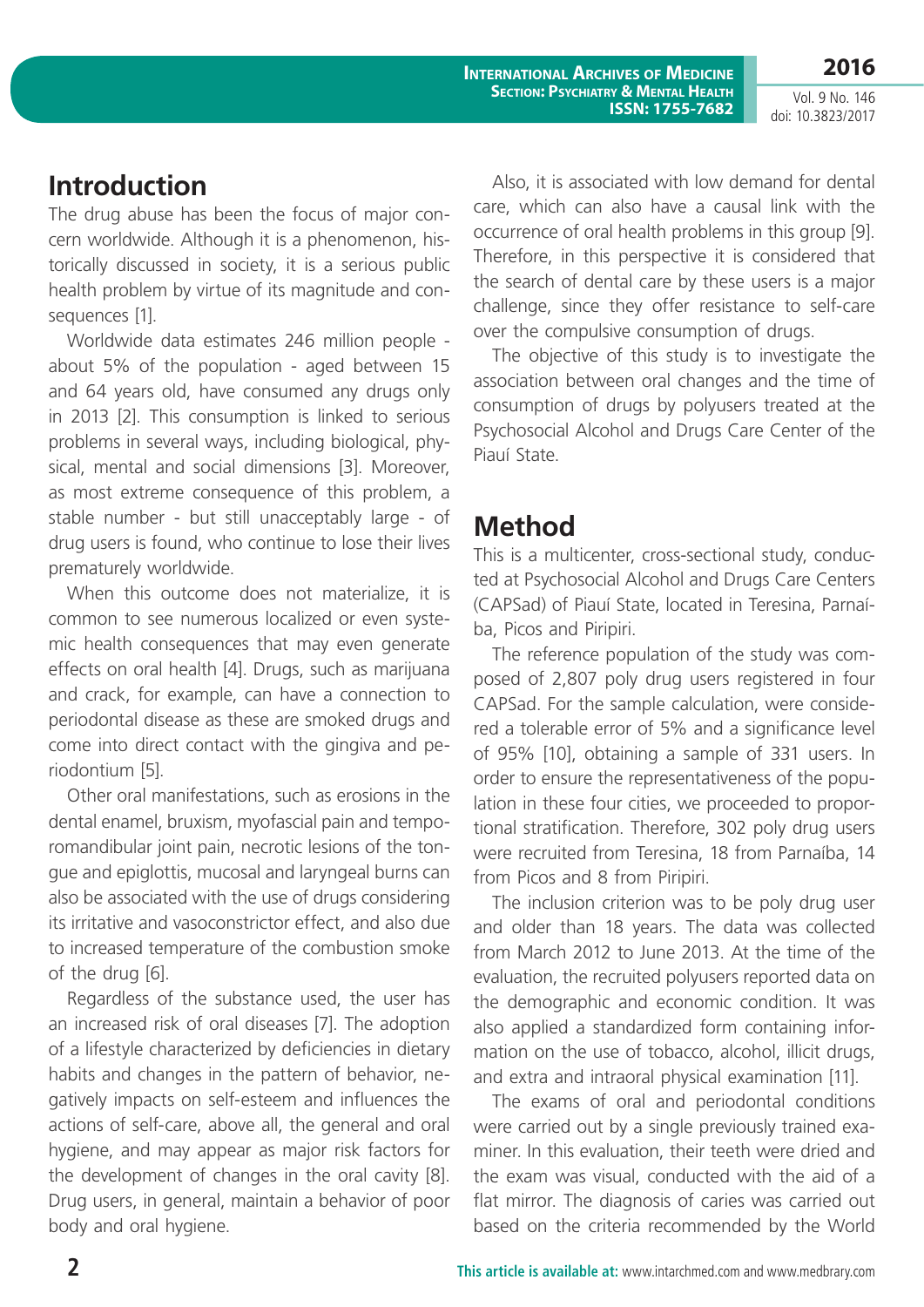## Introduction

The drug abuse has been the focus of major concern worldwide. Although it is a phenomenon, historically discussed in society, it is a serious public health problem by virtue of its magnitude and consequences [1].

Worldwide data estimates 246 million people - about 5% of the population - aged between 15 and 64 years old, have consumed any drugs only in 2013 [2]. This consumption is linked to serious problems in several ways, including biological, physical, mental and social dimensions [3]. Moreover, as most extreme consequence of this problem, a stable number - but still unacceptably large - of drug users is found, who continue to lose their lives prematurely worldwide.

When this outcome does not materialize, it is common to see numerous localized or even systemic health consequences that may even generate effects on oral health [4]. Drugs, such as marijuana and crack, for example, can have a connection to periodontal disease as these are smoked drugs and come into direct contact with the gingiva and periodontium [5].

Other oral manifestations, such as erosions in the dental enamel, bruxism, myofascial pain and temporomandibular joint pain, necrotic lesions of the tongue and epiglottis, mucosal and laryngeal burns can also be associated with the use of drugs considering its irritative and vasoconstrictor effect, and also due to increased temperature of the combustion smoke of the drug [6].

Regardless of the substance used, the user has an increased risk of oral diseases [7]. The adoption of a lifestyle characterized by deficiencies in dietary habits and changes in the pattern of behavior, negatively impacts on self-esteem and influences the actions of self-care, above all, the general and oral hygiene, and may appear as major risk factors for the development of changes in the oral cavity [8]. Drug users, in general, maintain a behavior of poor body and oral hygiene.

Also, it is associated with low demand for dental care, which can also have a causal link with the occurrence of oral health problems in this group [9]. Therefore, in this perspective it is considered that the search of dental care by these users is a major challenge, since they offer resistance to self-care over the compulsive consumption of drugs.

The objective of this study is to investigate the association between oral changes and the time of consumption of drugs by polyusers treated at the Psychosocial Alcohol and Drugs Care Center of the Piauí State.

## Method

This is a multicenter, cross-sectional study, conducted at Psychosocial Alcohol and Drugs Care Centers (CAPSad) of Piauí State, located in Teresina, Parnaíba, Picos and Piripiri.

The reference population of the study was composed of 2,807 poly drug users registered in four CAPSad. For the sample calculation, were considered a tolerable error of 5% and a significance level of 95% [10], obtaining a sample of 331 users. In order to ensure the representativeness of the population in these four cities, we proceeded to proportional stratification. Therefore, 302 poly drug users were recruited from Teresina, 18 from Parnaíba, 14 from Picos and 8 from Piripiri.

The inclusion criterion was to be poly drug user and older than 18 years. The data was collected from March 2012 to June 2013. At the time of the evaluation, the recruited polyusers reported data on the demographic and economic condition. It was also applied a standardized form containing information on the use of tobacco, alcohol, illicit drugs, and extra and intraoral physical examination [11].

The exams of oral and periodontal conditions were carried out by a single previously trained examiner. In this evaluation, their teeth were dried and the exam was visual, conducted with the aid of a flat mirror. The diagnosis of caries was carried out based on the criteria recommended by the World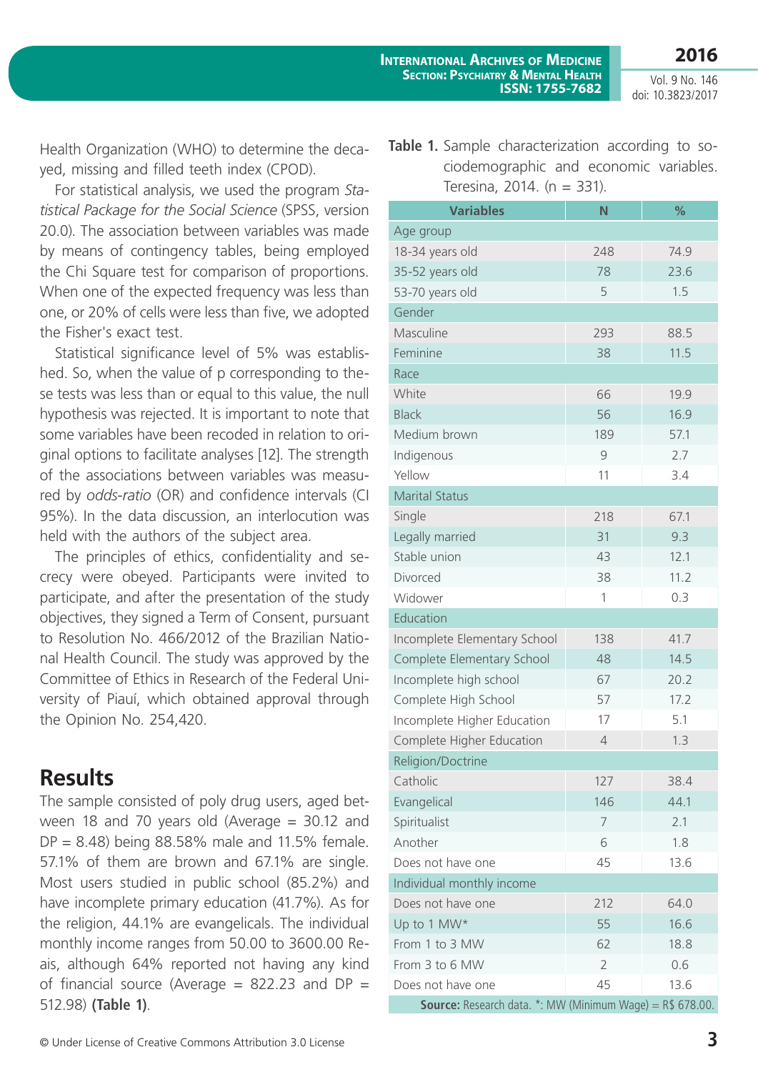Health Organization (WHO) to determine the decayed, missing and filled teeth index (CPOD).

For statistical analysis, we used the program *Statistical Package for the Social Science* (SPSS, version 20.0). The association between variables was made by means of contingency tables, being employed the Chi Square test for comparison of proportions. When one of the expected frequency was less than one, or 20% of cells were less than five, we adopted the Fisher's exact test.

Statistical significance level of 5% was established. So, when the value of p corresponding to these tests was less than or equal to this value, the null hypothesis was rejected. It is important to note that some variables have been recoded in relation to original options to facilitate analyses [12]. The strength of the associations between variables was measured by *odds-ratio* (OR) and confidence intervals (CI 95%). In the data discussion, an interlocution was held with the authors of the subject area.

The principles of ethics, confidentiality and secrecy were obeyed. Participants were invited to participate, and after the presentation of the study objectives, they signed a Term of Consent, pursuant to Resolution No. 466/2012 of the Brazilian National Health Council. The study was approved by the Committee of Ethics in Research of the Federal University of Piauí, which obtained approval through the Opinion No. 254,420.

## Results

The sample consisted of poly drug users, aged between 18 and 70 years old (Average = 30.12 and DP = 8.48) being 88.58% male and 11.5% female. 57.1% of them are brown and 67.1% are single. Most users studied in public school (85.2%) and have incomplete primary education (41.7%). As for the religion, 44.1% are evangelicals. The individual monthly income ranges from 50.00 to 3600.00 Reais, although 64% reported not having any kind of financial source (Average = 822.23 and DP = 512.98) **(Table 1)**.

**Table 1.** Sample characterization according to sociodemographic and economic variables. Teresina, 2014. (n = 331).

| Variables | N | % |
|---|---|---|
| Age group | | |
| 18-34 years old | 248 | 74.9 |
| 35-52 years old | 78 | 23.6 |
| 53-70 years old | 5 | 1.5 |
| Gender | | |
| Masculine | 293 | 88.5 |
| Feminine | 38 | 11.5 |
| Race | | |
| White | 66 | 19.9 |
| Black | 56 | 16.9 |
| Medium brown | 189 | 57.1 |
| Indigenous | 9 | 2.7 |
| Yellow | 11 | 3.4 |
| Marital Status | | |
| Single | 218 | 67.1 |
| Legally married | 31 | 9.3 |
| Stable union | 43 | 12.1 |
| Divorced | 38 | 11.2 |
| Widower | 1 | 0.3 |
| Education | | |
| Incomplete Elementary School | 138 | 41.7 |
| Complete Elementary School | 48 | 14.5 |
| Incomplete high school | 67 | 20.2 |
| Complete High School | 57 | 17.2 |
| Incomplete Higher Education | 17 | 5.1 |
| Complete Higher Education | 4 | 1.3 |
| Religion/Doctrine | | |
| Catholic | 127 | 38.4 |
| Evangelical | 146 | 44.1 |
| Spiritualist | 7 | 2.1 |
| Another | 6 | 1.8 |
| Does not have one | 45 | 13.6 |
| Individual monthly income | | |
| Does not have one | 212 | 64.0 |
| Up to 1 MW* | 55 | 16.6 |
| From 1 to 3 MW | 62 | 18.8 |
| From 3 to 6 MW | 2 | 0.6 |
| Does not have one | 45 | 13.6 |

**Source:** Research data. *: MW (Minimum Wage) = R$ 678.00.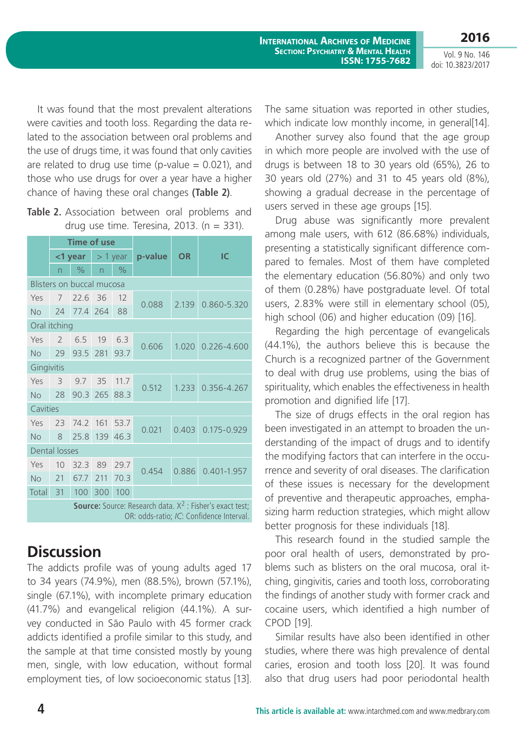It was found that the most prevalent alterations were cavities and tooth loss. Regarding the data related to the association between oral problems and the use of drugs time, it was found that only cavities are related to drug use time (p-value = 0.021), and those who use drugs for over a year have a higher chance of having these oral changes **(Table 2)**.

**Table 2.** Association between oral problems and drug use time. Teresina, 2013. (n = 331).

| | Time of use | | | | p-value | OR | IC |
|---|---|---|---|---|---|---|---|
| | **<1 year** | | > 1 year | | | | |
| | n | % | n | % | | | |
| Blisters on buccal mucosa | | | | | | | |
| Yes | 7 | 22.6 | 36 | 12 | 0.088 | 2.139 | 0.860-5.320 |
| No | 24 | 77.4 | 264 | 88 | | | |
| Oral itching | | | | | | | |
| Yes | 2 | 6.5 | 19 | 6.3 | 0.606 | 1.020 | 0.226-4.600 |
| No | 29 | 93.5 | 281 | 93.7 | | | |
| Gingivitis | | | | | | | |
| Yes | 3 | 9.7 | 35 | 11.7 | 0.512 | 1.233 | 0.356-4.267 |
| No | 28 | 90.3 | 265 | 88.3 | | | |
| Cavities | | | | | | | |
| Yes | 23 | 74.2 | 161 | 53.7 | 0.021 | 0.403 | 0.175-0.929 |
| No | 8 | 25.8 | 139 | 46.3 | | | |
| Dental losses | | | | | | | |
| Yes | 10 | 32.3 | 89 | 29.7 | 0.454 | 0.886 | 0.401-1.957 |
| No | 21 | 67.7 | 211 | 70.3 | | | |
| Total | 31 | 100 | 300 | 100 | | | |

**Source:** Source: Research data. $X^2$ : Fisher's exact test; OR: odds-ratio; *IC*: Confidence Interval.

## Discussion

The addicts profile was of young adults aged 17 to 34 years (74.9%), men (88.5%), brown (57.1%), single (67.1%), with incomplete primary education (41.7%) and evangelical religion (44.1%). A survey conducted in São Paulo with 45 former crack addicts identified a profile similar to this study, and the sample at that time consisted mostly by young men, single, with low education, without formal employment ties, of low socioeconomic status [13]. The same situation was reported in other studies, which indicate low monthly income, in general[14].

Another survey also found that the age group in which more people are involved with the use of drugs is between 18 to 30 years old (65%), 26 to 30 years old (27%) and 31 to 45 years old (8%), showing a gradual decrease in the percentage of users served in these age groups [15].

Drug abuse was significantly more prevalent among male users, with 612 (86.68%) individuals, presenting a statistically significant difference compared to females. Most of them have completed the elementary education (56.80%) and only two of them (0.28%) have postgraduate level. Of total users, 2.83% were still in elementary school (05), high school (06) and higher education (09) [16].

Regarding the high percentage of evangelicals (44.1%), the authors believe this is because the Church is a recognized partner of the Government to deal with drug use problems, using the bias of spirituality, which enables the effectiveness in health promotion and dignified life [17].

The size of drugs effects in the oral region has been investigated in an attempt to broaden the understanding of the impact of drugs and to identify the modifying factors that can interfere in the occurrence and severity of oral diseases. The clarification of these issues is necessary for the development of preventive and therapeutic approaches, emphasizing harm reduction strategies, which might allow better prognosis for these individuals [18].

This research found in the studied sample the poor oral health of users, demonstrated by problems such as blisters on the oral mucosa, oral itching, gingivitis, caries and tooth loss, corroborating the findings of another study with former crack and cocaine users, which identified a high number of CPOD [19].

Similar results have also been identified in other studies, where there was high prevalence of dental caries, erosion and tooth loss [20]. It was found also that drug users had poor periodontal health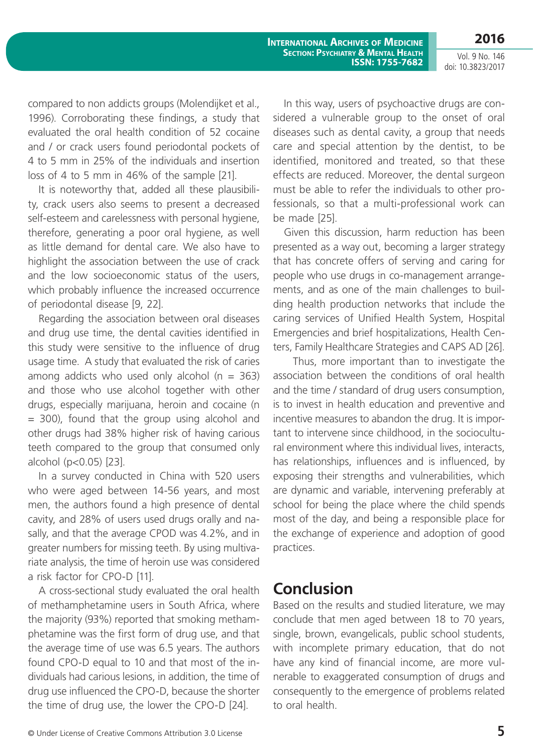compared to non addicts groups (Molendijket et al., 1996). Corroborating these findings, a study that evaluated the oral health condition of 52 cocaine and / or crack users found periodontal pockets of 4 to 5 mm in 25% of the individuals and insertion loss of 4 to 5 mm in 46% of the sample [21].

It is noteworthy that, added all these plausibility, crack users also seems to present a decreased self-esteem and carelessness with personal hygiene, therefore, generating a poor oral hygiene, as well as little demand for dental care. We also have to highlight the association between the use of crack and the low socioeconomic status of the users, which probably influence the increased occurrence of periodontal disease [9, 22].

Regarding the association between oral diseases and drug use time, the dental cavities identified in this study were sensitive to the influence of drug usage time. A study that evaluated the risk of caries among addicts who used only alcohol (n = 363) and those who use alcohol together with other drugs, especially marijuana, heroin and cocaine (n = 300), found that the group using alcohol and other drugs had 38% higher risk of having carious teeth compared to the group that consumed only alcohol ($p<0.05$) [23].

In a survey conducted in China with 520 users who were aged between 14-56 years, and most men, the authors found a high presence of dental cavity, and 28% of users used drugs orally and nasally, and that the average CPOD was 4.2%, and in greater numbers for missing teeth. By using multivariate analysis, the time of heroin use was considered a risk factor for CPO-D [11].

A cross-sectional study evaluated the oral health of methamphetamine users in South Africa, where the majority (93%) reported that smoking methamphetamine was the first form of drug use, and that the average time of use was 6.5 years. The authors found CPO-D equal to 10 and that most of the individuals had carious lesions, in addition, the time of drug use influenced the CPO-D, because the shorter the time of drug use, the lower the CPO-D [24].

In this way, users of psychoactive drugs are considered a vulnerable group to the onset of oral diseases such as dental cavity, a group that needs care and special attention by the dentist, to be identified, monitored and treated, so that these effects are reduced. Moreover, the dental surgeon must be able to refer the individuals to other professionals, so that a multi-professional work can be made [25].

Given this discussion, harm reduction has been presented as a way out, becoming a larger strategy that has concrete offers of serving and caring for people who use drugs in co-management arrangements, and as one of the main challenges to building health production networks that include the caring services of Unified Health System, Hospital Emergencies and brief hospitalizations, Health Centers, Family Healthcare Strategies and CAPS AD [26].

Thus, more important than to investigate the association between the conditions of oral health and the time / standard of drug users consumption, is to invest in health education and preventive and incentive measures to abandon the drug. It is important to intervene since childhood, in the sociocultural environment where this individual lives, interacts, has relationships, influences and is influenced, by exposing their strengths and vulnerabilities, which are dynamic and variable, intervening preferably at school for being the place where the child spends most of the day, and being a responsible place for the exchange of experience and adoption of good practices.

## Conclusion

Based on the results and studied literature, we may conclude that men aged between 18 to 70 years, single, brown, evangelicals, public school students, with incomplete primary education, that do not have any kind of financial income, are more vulnerable to exaggerated consumption of drugs and consequently to the emergence of problems related to oral health.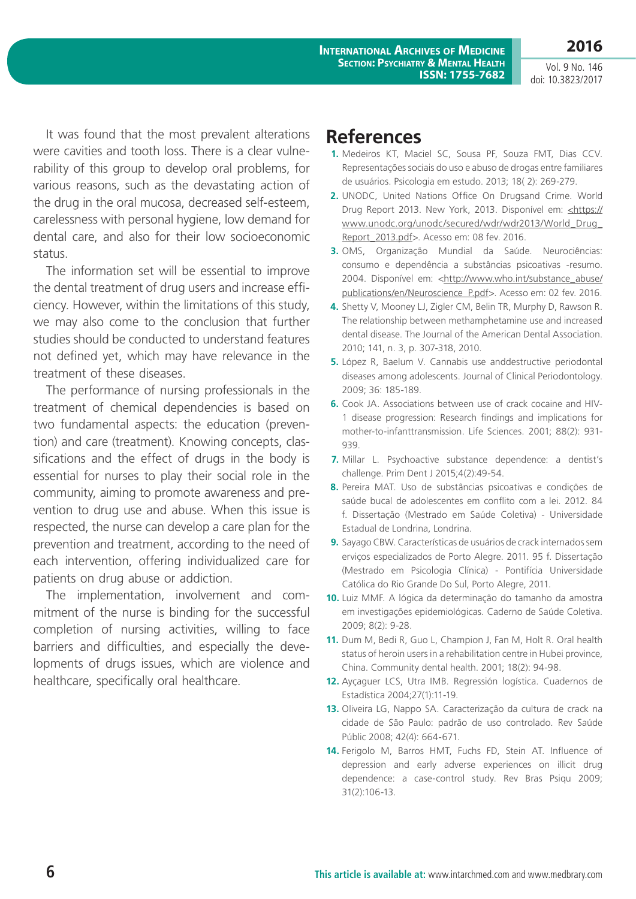It was found that the most prevalent alterations were cavities and tooth loss. There is a clear vulnerability of this group to develop oral problems, for various reasons, such as the devastating action of the drug in the oral mucosa, decreased self-esteem, carelessness with personal hygiene, low demand for dental care, and also for their low socioeconomic status.

The information set will be essential to improve the dental treatment of drug users and increase efficiency. However, within the limitations of this study, we may also come to the conclusion that further studies should be conducted to understand features not defined yet, which may have relevance in the treatment of these diseases.

The performance of nursing professionals in the treatment of chemical dependencies is based on two fundamental aspects: the education (prevention) and care (treatment). Knowing concepts, classifications and the effect of drugs in the body is essential for nurses to play their social role in the community, aiming to promote awareness and prevention to drug use and abuse. When this issue is respected, the nurse can develop a care plan for the prevention and treatment, according to the need of each intervention, offering individualized care for patients on drug abuse or addiction.

The implementation, involvement and commitment of the nurse is binding for the successful completion of nursing activities, willing to face barriers and difficulties, and especially the developments of drugs issues, which are violence and healthcare, specifically oral healthcare.

## References

1. Medeiros KT, Maciel SC, Sousa PF, Souza FMT, Dias CCV. Representações sociais do uso e abuso de drogas entre familiares de usuários. Psicologia em estudo. 2013; 18( 2): 269-279.
2. UNODC, United Nations Office On Drugsand Crime. World Drug Report 2013. New York, 2013. Disponível em: <https://www.unodc.org/unodc/secured/wdr/wdr2013/World_Drug_Report_2013.pdf>. Acesso em: 08 fev. 2016.
3. OMS, Organização Mundial da Saúde. Neurociências: consumo e dependência a substâncias psicoativas -resumo. 2004. Disponível em: <http://www.who.int/substance_abuse/publications/en/Neuroscience_P.pdf>. Acesso em: 02 fev. 2016.
4. Shetty V, Mooney LJ, Zigler CM, Belin TR, Murphy D, Rawson R. The relationship between methamphetamine use and increased dental disease. The Journal of the American Dental Association. 2010; 141, n. 3, p. 307-318, 2010.
5. López R, Baelum V. Cannabis use anddestructive periodontal diseases among adolescents. Journal of Clinical Periodontology. 2009; 36: 185-189.
6. Cook JA. Associations between use of crack cocaine and HIV-1 disease progression: Research findings and implications for mother-to-infanttransmission. Life Sciences. 2001; 88(2): 931-939.
7. Millar L. Psychoactive substance dependence: a dentist's challenge. Prim Dent J 2015;4(2):49-54.
8. Pereira MAT. Uso de substâncias psicoativas e condições de saúde bucal de adolescentes em conflito com a lei. 2012. 84 f. Dissertação (Mestrado em Saúde Coletiva) - Universidade Estadual de Londrina, Londrina.
9. Sayago CBW. Características de usuários de crack internados sem erviços especializados de Porto Alegre. 2011. 95 f. Dissertação (Mestrado em Psicologia Clínica) - Pontifícia Universidade Católica do Rio Grande Do Sul, Porto Alegre, 2011.
10. Luiz MMF. A lógica da determinação do tamanho da amostra em investigações epidemiológicas. Caderno de Saúde Coletiva. 2009; 8(2): 9-28.
11. Dum M, Bedi R, Guo L, Champion J, Fan M, Holt R. Oral health status of heroin users in a rehabilitation centre in Hubei province, China. Community dental health. 2001; 18(2): 94-98.
12. Ayçaguer LCS, Utra IMB. Regresión logística. Cuadernos de Estadística 2004;27(1):11-19.
13. Oliveira LG, Nappo SA. Caracterização da cultura de crack na cidade de São Paulo: padrão de uso controlado. Rev Saúde Públic 2008; 42(4): 664-671.
14. Ferigolo M, Barros HMT, Fuchs FD, Stein AT. Influence of depression and early adverse experiences on illicit drug dependence: a case-control study. Rev Bras Psiqu 2009; 31(2):106-13.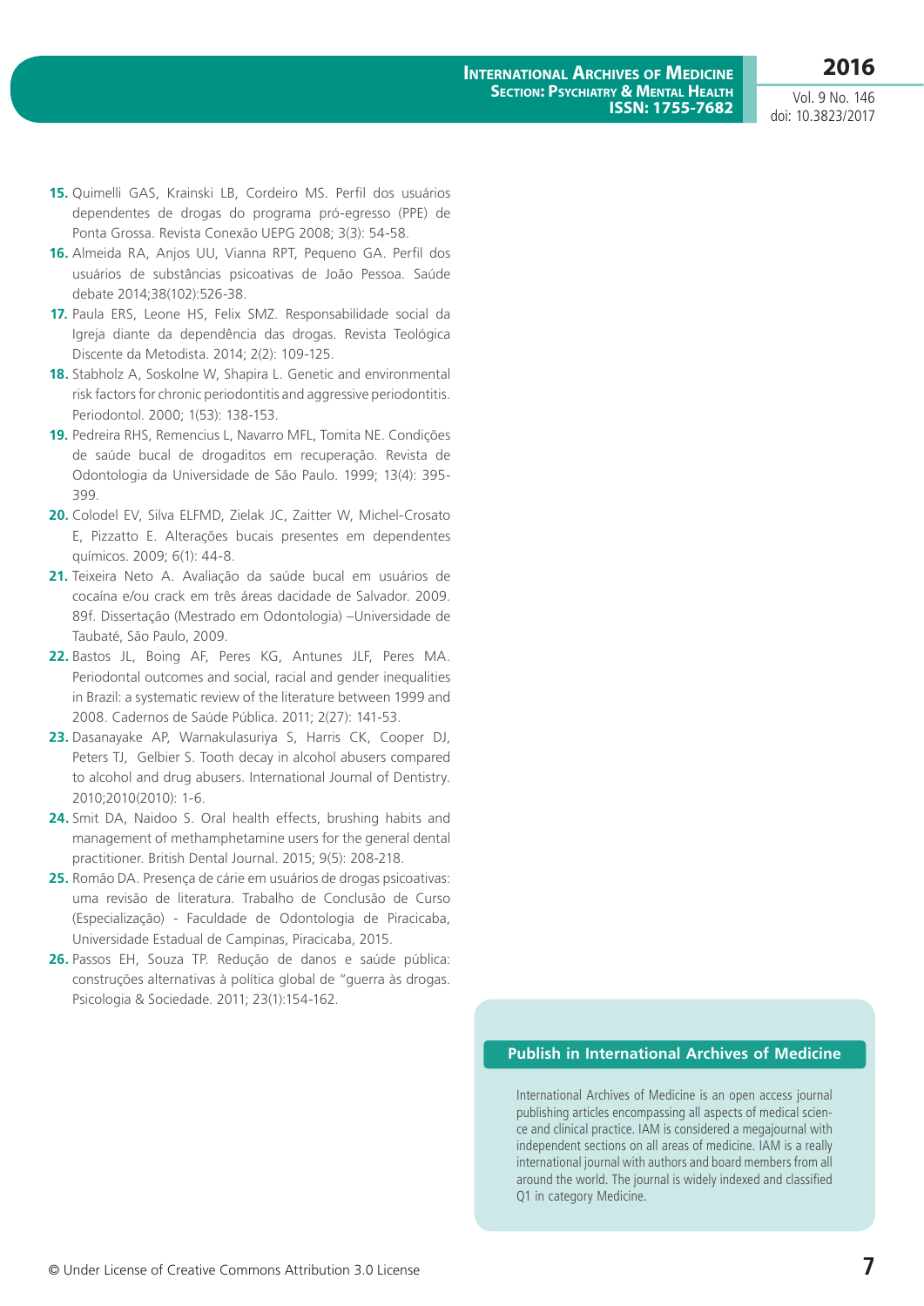15. Quimelli GAS, Krainski LB, Cordeiro MS. Perfil dos usuários dependentes de drogas do programa pró-egresso (PPE) de Ponta Grossa. Revista Conexão UEPG 2008; 3(3): 54-58.
16. Almeida RA, Anjos UU, Vianna RPT, Pequeno GA. Perfil dos usuários de substâncias psicoativas de João Pessoa. Saúde debate 2014;38(102):526-38.
17. Paula ERS, Leone HS, Felix SMZ. Responsabilidade social da Igreja diante da dependência das drogas. Revista Teológica Discente da Metodista. 2014; 2(2): 109-125.
18. Stabholz A, Soskolne W, Shapira L. Genetic and environmental risk factors for chronic periodontitis and aggressive periodontitis. Periodontol. 2000; 1(53): 138-153.
19. Pedreira RHS, Remencius L, Navarro MFL, Tomita NE. Condições de saúde bucal de drogaditos em recuperação. Revista de Odontologia da Universidade de São Paulo. 1999; 13(4): 395-399.
20. Colodel EV, Silva ELFMD, Zielak JC, Zaitter W, Michel-Crosato E, Pizzatto E. Alterações bucais presentes em dependentes químicos. 2009; 6(1): 44-8.
21. Teixeira Neto A. Avaliação da saúde bucal em usuários de cocaína e/ou crack em três áreas dacidade de Salvador. 2009. 89f. Dissertação (Mestrado em Odontologia) –Universidade de Taubaté, São Paulo, 2009.
22. Bastos JL, Boing AF, Peres KG, Antunes JLF, Peres MA. Periodontal outcomes and social, racial and gender inequalities in Brazil: a systematic review of the literature between 1999 and 2008. Cadernos de Saúde Pública. 2011; 2(27): 141-53.
23. Dasanayake AP, Warnakulasuriya S, Harris CK, Cooper DJ, Peters TJ, Gelbier S. Tooth decay in alcohol abusers compared to alcohol and drug abusers. International Journal of Dentistry. 2010;2010(2010): 1-6.
24. Smit DA, Naidoo S. Oral health effects, brushing habits and management of methamphetamine users for the general dental practitioner. British Dental Journal. 2015; 9(5): 208-218.
25. Romão DA. Presença de cárie em usuários de drogas psicoativas: uma revisão de literatura. Trabalho de Conclusão de Curso (Especialização) - Faculdade de Odontologia de Piracicaba, Universidade Estadual de Campinas, Piracicaba, 2015.
26. Passos EH, Souza TP. Redução de danos e saúde pública: construções alternativas à política global de "guerra às drogas. Psicologia & Sociedade. 2011; 23(1):154-162.

**Publish in International Archives of Medicine**

International Archives of Medicine is an open access journal publishing articles encompassing all aspects of medical science and clinical practice. IAM is considered a megajournal with independent sections on all areas of medicine. IAM is a really international journal with authors and board members from all around the world. The journal is widely indexed and classified Q1 in category Medicine.